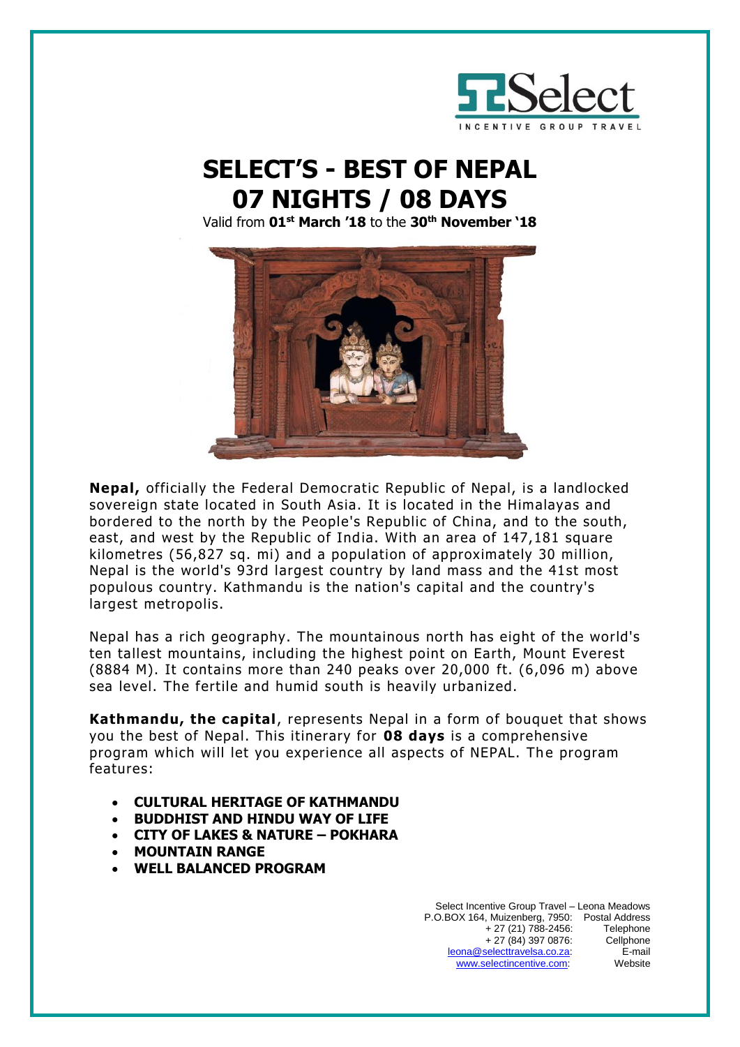# SELECT'S - BEST OF NEPAL
# 07 NIGHTS / 08 DAYS

Valid from **01st March '18** to the **30th November '18**

**Nepal,** officially the Federal Democratic Republic of Nepal, is a landlocked sovereign state located in South Asia. It is located in the Himalayas and bordered to the north by the People's Republic of China, and to the south, east, and west by the Republic of India. With an area of 147,181 square kilometres (56,827 sq. mi) and a population of approximately 30 million, Nepal is the world's 93rd largest country by land mass and the 41st most populous country. Kathmandu is the nation's capital and the country's largest metropolis.

Nepal has a rich geography. The mountainous north has eight of the world's ten tallest mountains, including the highest point on Earth, Mount Everest (8884 M). It contains more than 240 peaks over 20,000 ft. (6,096 m) above sea level. The fertile and humid south is heavily urbanized.

**Kathmandu, the capital**, represents Nepal in a form of bouquet that shows you the best of Nepal. This itinerary for **08 days** is a comprehensive program which will let you experience all aspects of NEPAL. The program features:

- **CULTURAL HERITAGE OF KATHMANDU**
- **BUDDHIST AND HINDU WAY OF LIFE**
- **CITY OF LAKES & NATURE – POKHARA**
- **MOUNTAIN RANGE**
- **WELL BALANCED PROGRAM**

Select Incentive Group Travel – Leona Meadows
P.O.BOX 164, Muizenberg, 7950: Postal Address
+ 27 (21) 788-2456: Telephone
+ 27 (84) 397 0876: Cellphone
leona@selecttravelsa.co.za: E-mail
www.selectincentive.com: Website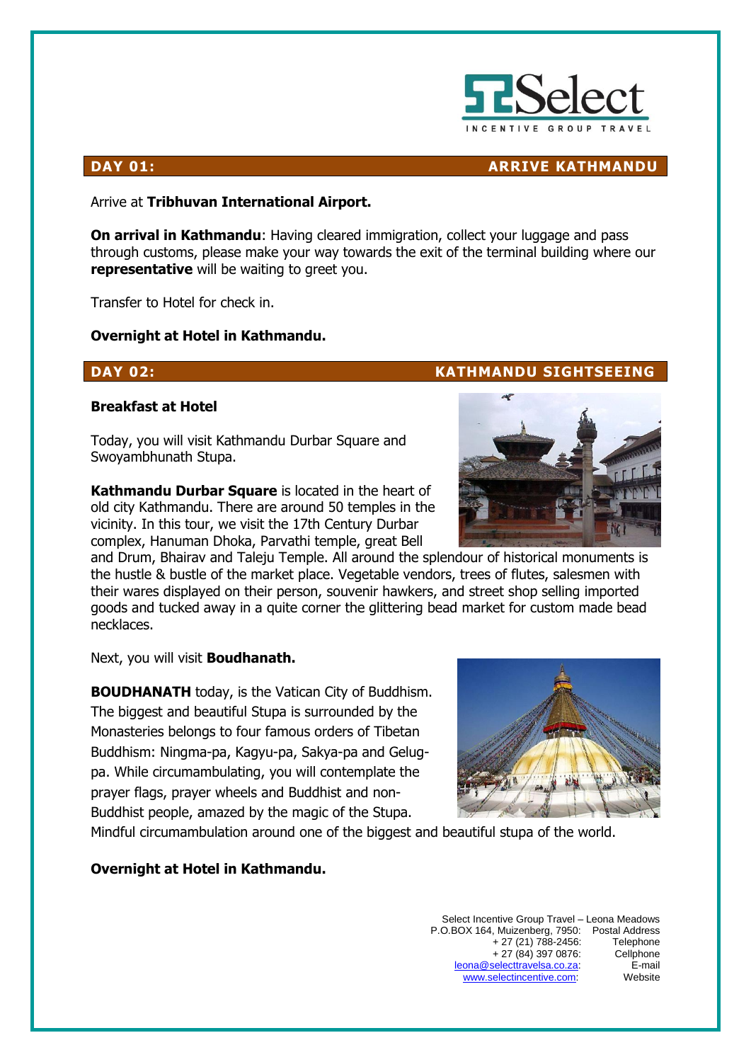## DAY 01: ARRIVE KATHMANDU

Arrive at **Tribhuvan International Airport.**

**On arrival in Kathmandu**: Having cleared immigration, collect your luggage and pass through customs, please make your way towards the exit of the terminal building where our **representative** will be waiting to greet you.

Transfer to Hotel for check in.

**Overnight at Hotel in Kathmandu.**

## DAY 02: KATHMANDU SIGHTSEEING

**Breakfast at Hotel**

Today, you will visit Kathmandu Durbar Square and Swoyambhunath Stupa.

**Kathmandu Durbar Square** is located in the heart of old city Kathmandu. There are around 50 temples in the vicinity. In this tour, we visit the 17th Century Durbar complex, Hanuman Dhoka, Parvathi temple, great Bell and Drum, Bhairav and Taleju Temple. All around the splendour of historical monuments is the hustle & bustle of the market place. Vegetable vendors, trees of flutes, salesmen with their wares displayed on their person, souvenir hawkers, and street shop selling imported goods and tucked away in a quite corner the glittering bead market for custom made bead necklaces.

Next, you will visit **Boudhanath.**

**BOUDHANATH** today, is the Vatican City of Buddhism. The biggest and beautiful Stupa is surrounded by the Monasteries belongs to four famous orders of Tibetan Buddhism: Ningma-pa, Kagyu-pa, Sakya-pa and Gelug-pa. While circumambulating, you will contemplate the prayer flags, prayer wheels and Buddhist and non-Buddhist people, amazed by the magic of the Stupa. Mindful circumambulation around one of the biggest and beautiful stupa of the world.

**Overnight at Hotel in Kathmandu.**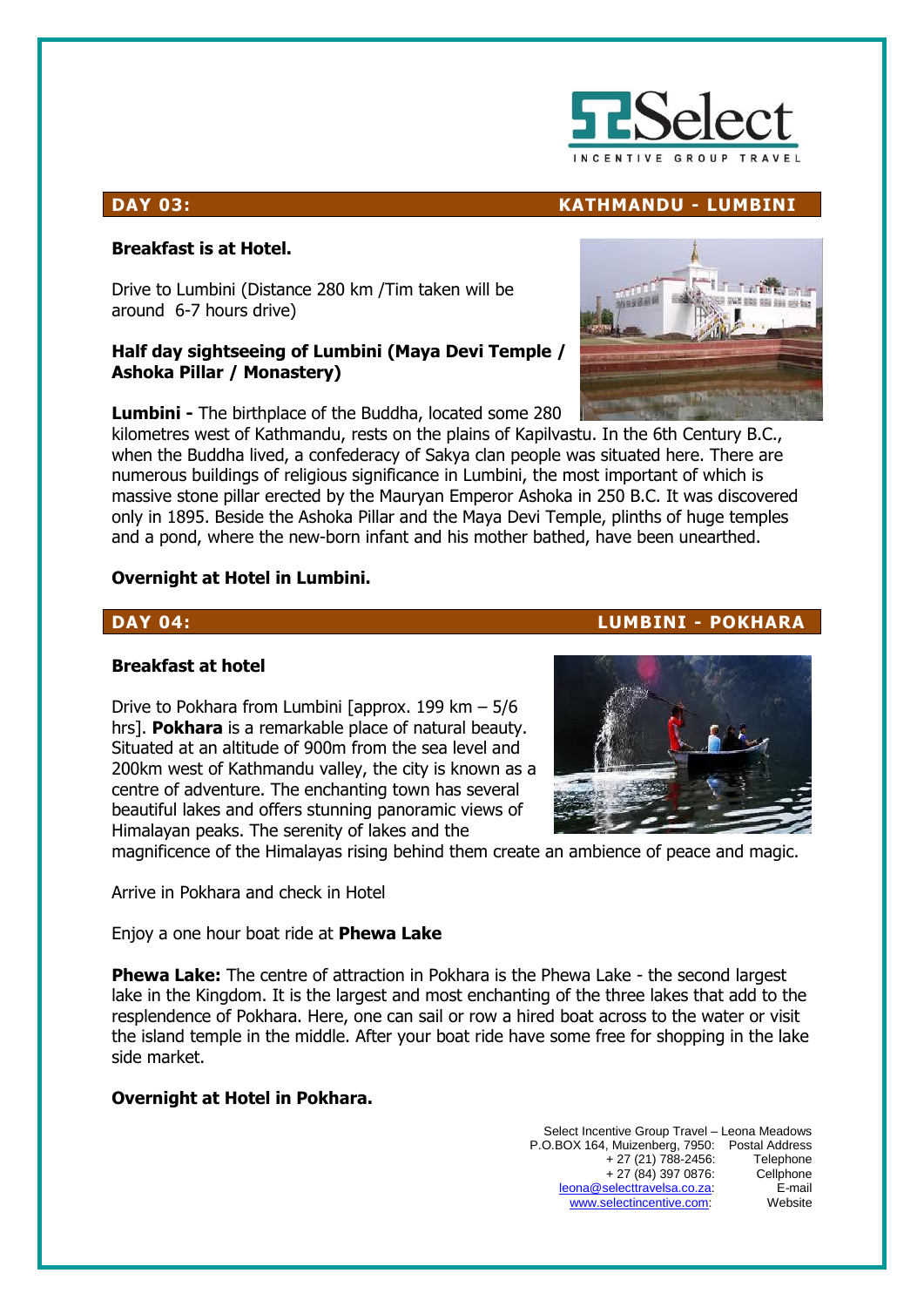## DAY 03: KATHMANDU - LUMBINI

**Breakfast is at Hotel.**

Drive to Lumbini (Distance 280 km /Tim taken will be around 6-7 hours drive)

**Half day sightseeing of Lumbini (Maya Devi Temple / Ashoka Pillar / Monastery)**

**Lumbini -** The birthplace of the Buddha, located some 280 kilometres west of Kathmandu, rests on the plains of Kapilvastu. In the 6th Century B.C., when the Buddha lived, a confederacy of Sakya clan people was situated here. There are numerous buildings of religious significance in Lumbini, the most important of which is massive stone pillar erected by the Mauryan Emperor Ashoka in 250 B.C. It was discovered only in 1895. Beside the Ashoka Pillar and the Maya Devi Temple, plinths of huge temples and a pond, where the new-born infant and his mother bathed, have been unearthed.

**Overnight at Hotel in Lumbini.**

## DAY 04: LUMBINI - POKHARA

**Breakfast at hotel**

Drive to Pokhara from Lumbini [approx. 199 km – 5/6 hrs]. **Pokhara** is a remarkable place of natural beauty. Situated at an altitude of 900m from the sea level and 200km west of Kathmandu valley, the city is known as a centre of adventure. The enchanting town has several beautiful lakes and offers stunning panoramic views of Himalayan peaks. The serenity of lakes and the magnificence of the Himalayas rising behind them create an ambience of peace and magic.

Arrive in Pokhara and check in Hotel

Enjoy a one hour boat ride at **Phewa Lake**

**Phewa Lake:** The centre of attraction in Pokhara is the Phewa Lake - the second largest lake in the Kingdom. It is the largest and most enchanting of the three lakes that add to the resplendence of Pokhara. Here, one can sail or row a hired boat across to the water or visit the island temple in the middle. After your boat ride have some free for shopping in the lake side market.

**Overnight at Hotel in Pokhara.**

Select Incentive Group Travel – Leona Meadows
P.O.BOX 164, Muizenberg, 7950: Postal Address
+ 27 (21) 788-2456: Telephone
+ 27 (84) 397 0876: Cellphone
leona@selecttravelsa.co.za: E-mail
www.selectincentive.com: Website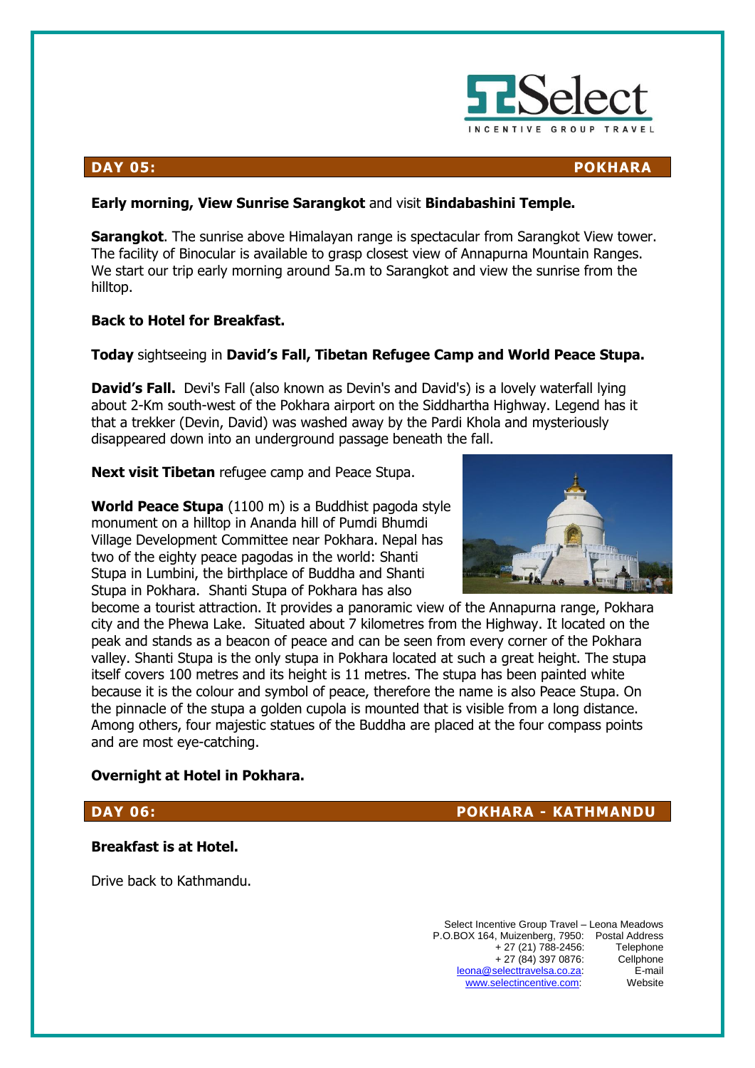## DAY 05: POKHARA

**Early morning, View Sunrise Sarangkot** and visit **Bindabashini Temple.**

**Sarangkot**. The sunrise above Himalayan range is spectacular from Sarangkot View tower. The facility of Binocular is available to grasp closest view of Annapurna Mountain Ranges. We start our trip early morning around 5a.m to Sarangkot and view the sunrise from the hilltop.

**Back to Hotel for Breakfast.**

**Today** sightseeing in **David's Fall, Tibetan Refugee Camp and World Peace Stupa.**

**David's Fall.** Devi's Fall (also known as Devin's and David's) is a lovely waterfall lying about 2-Km south-west of the Pokhara airport on the Siddhartha Highway. Legend has it that a trekker (Devin, David) was washed away by the Pardi Khola and mysteriously disappeared down into an underground passage beneath the fall.

**Next visit Tibetan** refugee camp and Peace Stupa.

**World Peace Stupa** (1100 m) is a Buddhist pagoda style monument on a hilltop in Ananda hill of Pumdi Bhumdi Village Development Committee near Pokhara. Nepal has two of the eighty peace pagodas in the world: Shanti Stupa in Lumbini, the birthplace of Buddha and Shanti Stupa in Pokhara. Shanti Stupa of Pokhara has also become a tourist attraction. It provides a panoramic view of the Annapurna range, Pokhara city and the Phewa Lake. Situated about 7 kilometres from the Highway. It located on the peak and stands as a beacon of peace and can be seen from every corner of the Pokhara valley. Shanti Stupa is the only stupa in Pokhara located at such a great height. The stupa itself covers 100 metres and its height is 11 metres. The stupa has been painted white because it is the colour and symbol of peace, therefore the name is also Peace Stupa. On the pinnacle of the stupa a golden cupola is mounted that is visible from a long distance. Among others, four majestic statues of the Buddha are placed at the four compass points and are most eye-catching.

**Overnight at Hotel in Pokhara.**

## DAY 06: POKHARA - KATHMANDU

**Breakfast is at Hotel.**

Drive back to Kathmandu.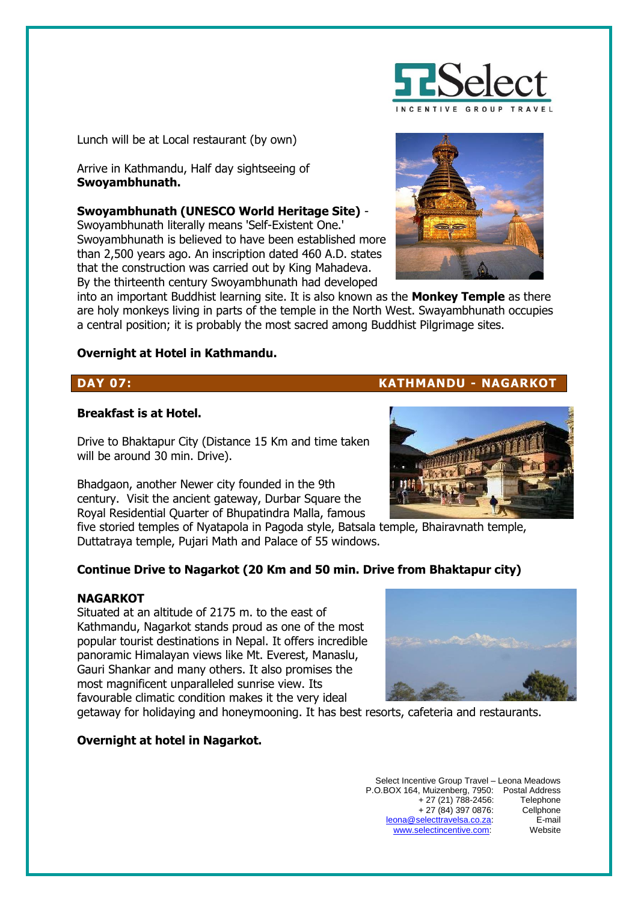Lunch will be at Local restaurant (by own)

Arrive in Kathmandu, Half day sightseeing of **Swoyambhunath.**

**Swoyambhunath (UNESCO World Heritage Site)** - Swoyambhunath literally means 'Self-Existent One.' Swoyambhunath is believed to have been established more than 2,500 years ago. An inscription dated 460 A.D. states that the construction was carried out by King Mahadeva. By the thirteenth century Swoyambhunath had developed into an important Buddhist learning site. It is also known as the **Monkey Temple** as there are holy monkeys living in parts of the temple in the North West. Swayambhunath occupies a central position; it is probably the most sacred among Buddhist Pilgrimage sites.

**Overnight at Hotel in Kathmandu.**

## DAY 07: KATHMANDU - NAGARKOT

**Breakfast is at Hotel.**

Drive to Bhaktapur City (Distance 15 Km and time taken will be around 30 min. Drive).

Bhadgaon, another Newer city founded in the 9th century. Visit the ancient gateway, Durbar Square the Royal Residential Quarter of Bhupatindra Malla, famous five storied temples of Nyatapola in Pagoda style, Batsala temple, Bhairavnath temple, Duttatraya temple, Pujari Math and Palace of 55 windows.

**Continue Drive to Nagarkot (20 Km and 50 min. Drive from Bhaktapur city)**

**NAGARKOT**
Situated at an altitude of 2175 m. to the east of Kathmandu, Nagarkot stands proud as one of the most popular tourist destinations in Nepal. It offers incredible panoramic Himalayan views like Mt. Everest, Manaslu, Gauri Shankar and many others. It also promises the most magnificent unparalleled sunrise view. Its favourable climatic condition makes it the very ideal getaway for holidaying and honeymooning. It has best resorts, cafeteria and restaurants.

**Overnight at hotel in Nagarkot.**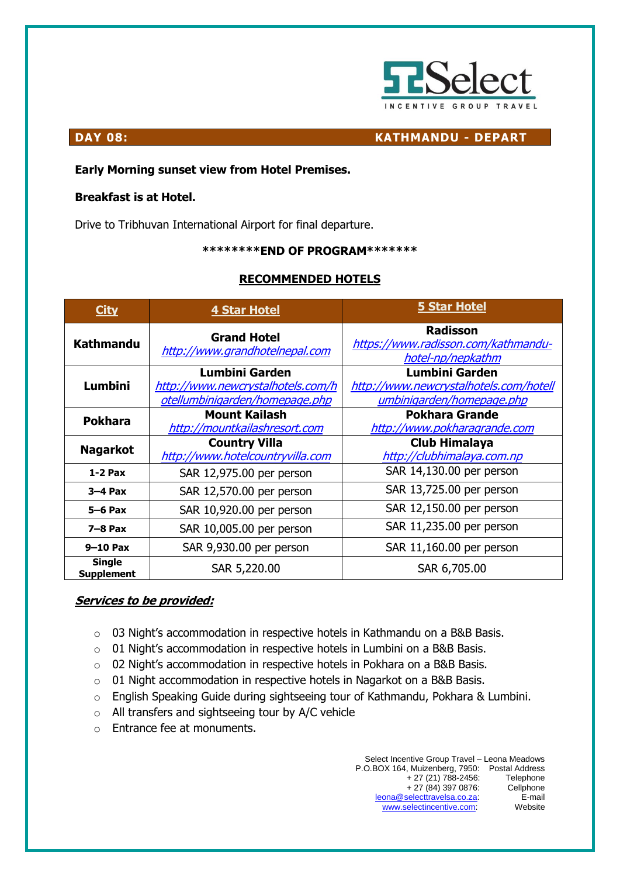## DAY 08: KATHMANDU - DEPART

**Early Morning sunset view from Hotel Premises.**

**Breakfast is at Hotel.**

Drive to Tribhuvan International Airport for final departure.

**\*\*\*\*\*\*\*\*END OF PROGRAM\*\*\*\*\*\*\***

**RECOMMENDED HOTELS**

| City | 4 Star Hotel | 5 Star Hotel |
|---|---|---|
| **Kathmandu** | **Grand Hotel** *http://www.grandhotelnepal.com* | **Radisson** *https://www.radisson.com/kathmandu-hotel-np/nepkathm* |
| **Lumbini** | **Lumbini Garden** *http://www.newcrystalhotels.com/hotellumbinigarden/homepage.php* | **Lumbini Garden** *http://www.newcrystalhotels.com/hotellumbinigarden/homepage.php* |
| **Pokhara** | **Mount Kailash** *http://mountkailashresort.com* | **Pokhara Grande** *http://www.pokharagrande.com* |
| **Nagarkot** | **Country Villa** *http://www.hotelcountryvilla.com* | **Club Himalaya** *http://clubhimalaya.com.np* |
| **1-2 Pax** | SAR 12,975.00 per person | SAR 14,130.00 per person |
| **3–4 Pax** | SAR 12,570.00 per person | SAR 13,725.00 per person |
| **5–6 Pax** | SAR 10,920.00 per person | SAR 12,150.00 per person |
| **7–8 Pax** | SAR 10,005.00 per person | SAR 11,235.00 per person |
| **9–10 Pax** | SAR 9,930.00 per person | SAR 11,160.00 per person |
| **Single Supplement** | SAR 5,220.00 | SAR 6,705.00 |

***Services to be provided:***

- 03 Night's accommodation in respective hotels in Kathmandu on a B&B Basis.
- 01 Night's accommodation in respective hotels in Lumbini on a B&B Basis.
- 02 Night's accommodation in respective hotels in Pokhara on a B&B Basis.
- 01 Night accommodation in respective hotels in Nagarkot on a B&B Basis.
- English Speaking Guide during sightseeing tour of Kathmandu, Pokhara & Lumbini.
- All transfers and sightseeing tour by A/C vehicle
- Entrance fee at monuments.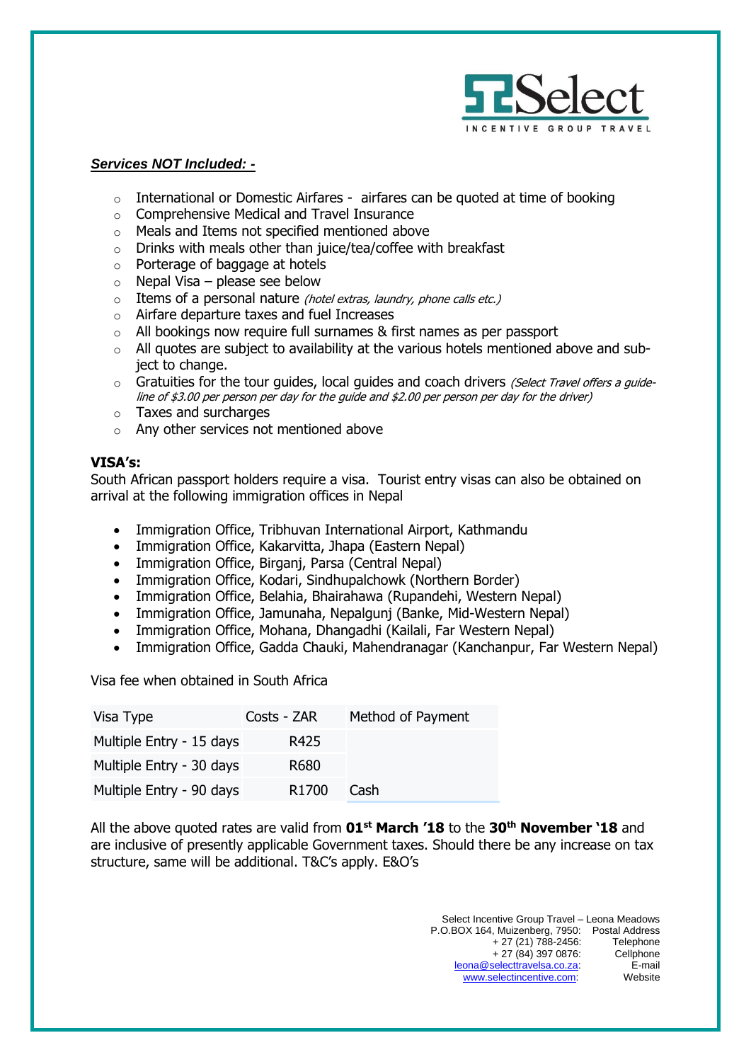***Services NOT Included: -***

- International or Domestic Airfares - airfares can be quoted at time of booking
- Comprehensive Medical and Travel Insurance
- Meals and Items not specified mentioned above
- Drinks with meals other than juice/tea/coffee with breakfast
- Porterage of baggage at hotels
- Nepal Visa – please see below
- Items of a personal nature *(hotel extras, laundry, phone calls etc.)*
- Airfare departure taxes and fuel Increases
- All bookings now require full surnames & first names as per passport
- All quotes are subject to availability at the various hotels mentioned above and subject to change.
- Gratuities for the tour guides, local guides and coach drivers *(Select Travel offers a guideline of $3.00 per person per day for the guide and $2.00 per person per day for the driver)*
- Taxes and surcharges
- Any other services not mentioned above

**VISA's:**

South African passport holders require a visa. Tourist entry visas can also be obtained on arrival at the following immigration offices in Nepal

- Immigration Office, Tribhuvan International Airport, Kathmandu
- Immigration Office, Kakarvitta, Jhapa (Eastern Nepal)
- Immigration Office, Birganj, Parsa (Central Nepal)
- Immigration Office, Kodari, Sindhupalchowk (Northern Border)
- Immigration Office, Belahia, Bhairahawa (Rupandehi, Western Nepal)
- Immigration Office, Jamunaha, Nepalgunj (Banke, Mid-Western Nepal)
- Immigration Office, Mohana, Dhangadhi (Kailali, Far Western Nepal)
- Immigration Office, Gadda Chauki, Mahendranagar (Kanchanpur, Far Western Nepal)

Visa fee when obtained in South Africa

| Visa Type | Costs - ZAR | Method of Payment |
|---|---|---|
| Multiple Entry - 15 days | R425 | |
| Multiple Entry - 30 days | R680 | |
| Multiple Entry - 90 days | R1700 | Cash |

All the above quoted rates are valid from **01st March '18** to the **30th November '18** and are inclusive of presently applicable Government taxes. Should there be any increase on tax structure, same will be additional. T&C's apply. E&O's

Select Incentive Group Travel – Leona Meadows
P.O.BOX 164, Muizenberg, 7950: Postal Address
+ 27 (21) 788-2456: Telephone
+ 27 (84) 397 0876: Cellphone
leona@selecttravelsa.co.za: E-mail
www.selectincentive.com: Website